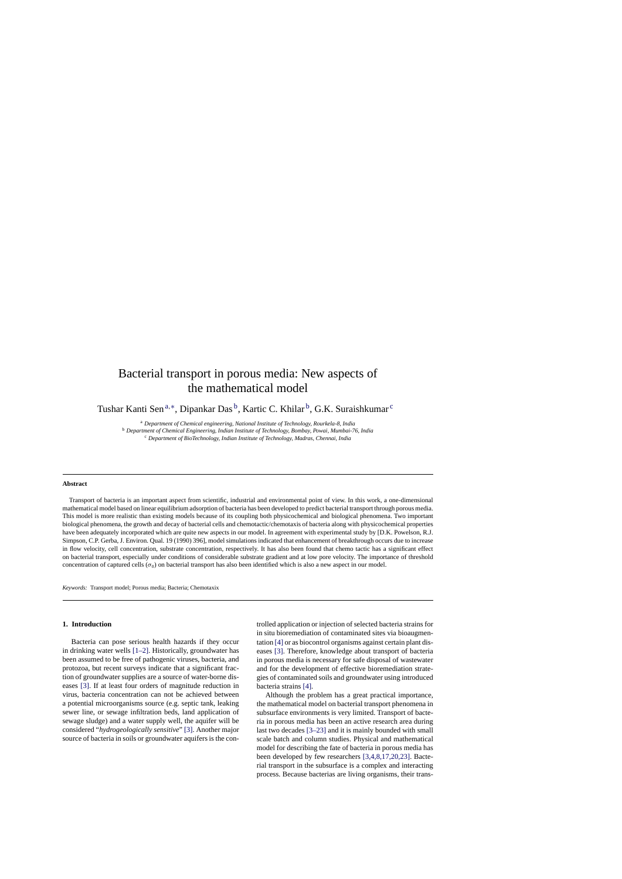# Bacterial transport in porous media: New aspects of the mathematical model

Tushar Kanti Sen[a,∗], Dipankar Das[b], Kartic C. Khilar[b], G.K. Suraishkumar[c]

[a] *Department of Chemical engineering, National Institute of Technology, Rourkela-8, India*
[b] *Department of Chemical Engineering, Indian Institute of Technology, Bombay, Powai, Mumbai-76, India*
[c] *Department of BioTechnology, Indian Institute of Technology, Madras, Chennai, India*

---

**Abstract**

Transport of bacteria is an important aspect from scientific, industrial and environmental point of view. In this work, a one-dimensional mathematical model based on linear equilibrium adsorption of bacteria has been developed to predict bacterial transport through porous media. This model is more realistic than existing models because of its coupling both physicochemical and biological phenomena. Two important biological phenomena, the growth and decay of bacterial cells and chemotactic/chemotaxis of bacteria along with physicochemical properties have been adequately incorporated which are quite new aspects in our model. In agreement with experimental study by [D.K. Powelson, R.J. Simpson, C.P. Gerba, J. Environ. Qual. 19 (1990) 396], model simulations indicated that enhancement of breakthrough occurs due to increase in flow velocity, cell concentration, substrate concentration, respectively. It has also been found that chemo tactic has a significant effect on bacterial transport, especially under conditions of considerable substrate gradient and at low pore velocity. The importance of threshold concentration of captured cells ($\sigma_0$) on bacterial transport has also been identified which is also a new aspect in our model.

*Keywords:* Transport model; Porous media; Bacteria; Chemotaxix

---

## 1. Introduction

Bacteria can pose serious health hazards if they occur in drinking water wells [1–2]. Historically, groundwater has been assumed to be free of pathogenic viruses, bacteria, and protozoa, but recent surveys indicate that a significant fraction of groundwater supplies are a source of water-borne diseases [3]. If at least four orders of magnitude reduction in virus, bacteria concentration can not be achieved between a potential microorganisms source (e.g. septic tank, leaking sewer line, or sewage infiltration beds, land application of sewage sludge) and a water supply well, the aquifer will be considered "*hydrogeologically sensitive*" [3]. Another major source of bacteria in soils or groundwater aquifers is the controlled application or injection of selected bacteria strains for in situ bioremediation of contaminated sites via bioaugmentation [4] or as biocontrol organisms against certain plant diseases [3]. Therefore, knowledge about transport of bacteria in porous media is necessary for safe disposal of wastewater and for the development of effective bioremediation strategies of contaminated soils and groundwater using introduced bacteria strains [4].

Although the problem has a great practical importance, the mathematical model on bacterial transport phenomena in subsurface environments is very limited. Transport of bacteria in porous media has been an active research area during last two decades [3–23] and it is mainly bounded with small scale batch and column studies. Physical and mathematical model for describing the fate of bacteria in porous media has been developed by few researchers [3,4,8,17,20,23]. Bacterial transport in the subsurface is a complex and interacting process. Because bacterias are living organisms, their trans-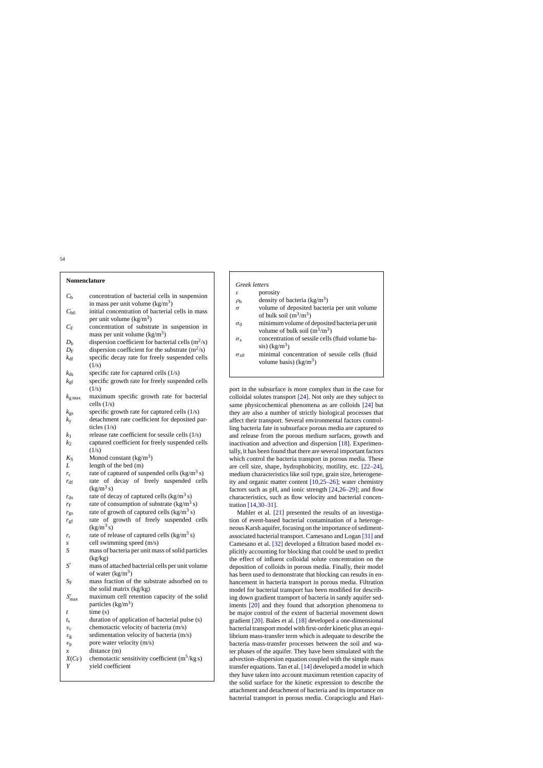## Nomenclature

| | |
|---|---|
| $C_b$ | concentration of bacterial cells in suspension in mass per unit volume (kg/m$^3$) |
| $C_{b0}$ | initial concentration of bacterial cells in mass per unit volume (kg/m$^3$) |
| $C_F$ | concentration of substrate in suspension in mass per unit volume (kg/m$^3$) |
| $D_b$ | dispersion coefficient for bacterial cells (m$^2$/s) |
| $D_F$ | dispersion coefficient for the substrate (m$^2$/s) |
| $k_{df}$ | specific decay rate for freely suspended cells (1/s) |
| $k_{ds}$ | specific rate for captured cells (1/s) |
| $k_{gf}$ | specific growth rate for freely suspended cells (1/s) |
| $k_{g\max}$ | maximum specific growth rate for bacterial cells (1/s) |
| $k_{gs}$ | specific growth rate for captured cells (1/s) |
| $k_y$ | detachment rate coefficient for deposited particles (1/s) |
| $k_1$ | release rate coefficient for sessile cells (1/s) |
| $k_2$ | captured coefficient for freely suspended cells (1/s) |
| $K_S$ | Monod constant (kg/m$^3$) |
| $L$ | length of the bed (m) |
| $r_c$ | rate of captured of suspended cells (kg/m$^3$ s) |
| $r_{df}$ | rate of decay of freely suspended cells (kg/m$^3$ s) |
| $r_{ds}$ | rate of decay of captured cells (kg/m$^3$ s) |
| $r_F$ | rate of consumption of substrate (kg/m$^3$ s) |
| $r_{gs}$ | rate of growth of captured cells (kg/m$^3$ s) |
| $r_{gf}$ | rate of growth of freely suspended cells (kg/m$^3$ s) |
| $r_r$ | rate of release of captured cells (kg/m$^3$ s) |
| $s$ | cell swimming speed (m/s) |
| $S$ | mass of bacteria per unit mass of solid particles (kg/kg) |
| $S'$ | mass of attached bacterial cells per unit volume of water (kg/m$^3$) |
| $S_F$ | mass fraction of the substrate adsorbed on to the solid matrix (kg/kg) |
| $S'_{\max}$ | maximum cell retention capacity of the solid particles (kg/m$^3$) |
| $t$ | time (s) |
| $t_s$ | duration of application of bacterial pulse (s) |
| $v_c$ | chemotactic velocity of bacteria (m/s) |
| $v_g$ | sedimentation velocity of bacteria (m/s) |
| $v_p$ | pore water velocity (m/s) |
| $x$ | distance (m) |
| $X(C_F)$ | chemotactic sensitivity coefficient (m$^5$/kg s) |
| $Y$ | yield coefficient |

*Greek letters*

| | |
|---|---|
| $\varepsilon$ | porosity |
| $\rho_b$ | density of bacteria (kg/m$^3$) |
| $\sigma$ | volume of deposited bacteria per unit volume of bulk soil (m$^3$/m$^3$) |
| $\sigma_0$ | minimum volume of deposited bacteria per unit volume of bulk soil (m$^3$/m$^3$) |
| $\sigma_x$ | concentration of sessile cells (fluid volume basis) (kg/m$^3$) |
| $\sigma_{x0}$ | minimal concentration of sessile cells (fluid volume basis) (kg/m$^3$) |

port in the subsurface is more complex than in the case for colloidal solutes transport [24]. Not only are they subject to same physicochemical phenomena as are colloids [24] but they are also a number of strictly biological processes that affect their transport. Several environmental factors controlling bacteria fate in subsurface porous media are captured to and release from the porous medium surfaces, growth and inactivation and advection and dispersion [18]. Experimentally, it has been found that there are several important factors which control the bacteria transport in porous media. These are cell size, shape, hydrophobicity, motility, etc. [22–24], medium characteristics like soil type, grain size, heterogeneity and organic matter content [10,25–26]; water chemistry factors such as pH, and ionic strength [24,26–29]; and flow characteristics, such as flow velocity and bacterial concentration [14,30–31].

Mahler et al. [21] presented the results of an investigation of event-based bacterial contamination of a heterogeneous Karsh aquifer, focusing on the importance of sediment-associated bacterial transport. Camesano and Logan [31] and Camesano et al. [32] developed a filtration based model explicitly accounting for blocking that could be used to predict the effect of influent colloidal solute concentration on the deposition of colloids in porous media. Finally, their model has been used to demonstrate that blocking can results in enhancement in bacteria transport in porous media. Filtration model for bacterial transport has been modified for describing down gradient transport of bacteria in sandy aquifer sediments [20] and they found that adsorption phenomena to be major control of the extent of bacterial movement down gradient [20]. Bales et al. [18] developed a one-dimensional bacterial transport model with first-order kinetic plus an equilibrium mass-transfer term which is adequate to describe the bacteria mass-transfer processes between the soil and water phases of the aquifer. They have been simulated with the advection–dispersion equation coupled with the simple mass transfer equations. Tan et al. [14] developed a model in which they have taken into account maximum retention capacity of the solid surface for the kinetic expression to describe the attachment and detachment of bacteria and its importance on bacterial transport in porous media. Corapcioglu and Hari-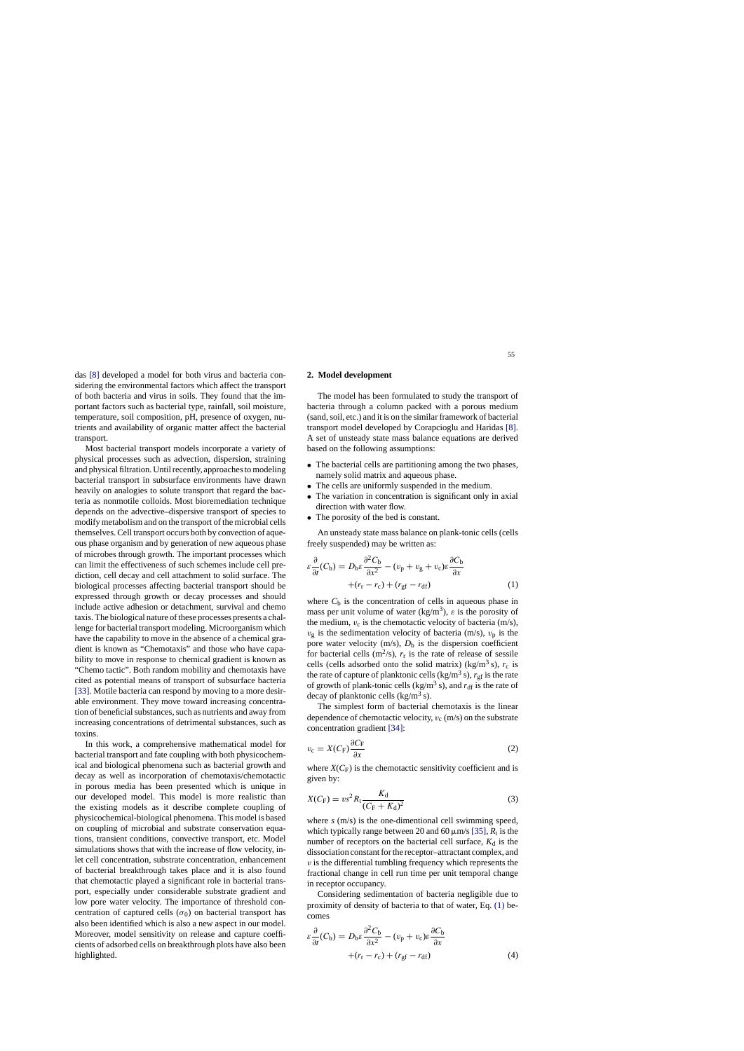das [8] developed a model for both virus and bacteria considering the environmental factors which affect the transport of both bacteria and virus in soils. They found that the important factors such as bacterial type, rainfall, soil moisture, temperature, soil composition, pH, presence of oxygen, nutrients and availability of organic matter affect the bacterial transport.

Most bacterial transport models incorporate a variety of physical processes such as advection, dispersion, straining and physical filtration. Until recently, approaches to modeling bacterial transport in subsurface environments have drawn heavily on analogies to solute transport that regard the bacteria as nonmotile colloids. Most bioremediation technique depends on the advective–dispersive transport of species to modify metabolism and on the transport of the microbial cells themselves. Cell transport occurs both by convection of aqueous phase organism and by generation of new aqueous phase of microbes through growth. The important processes which can limit the effectiveness of such schemes include cell prediction, cell decay and cell attachment to solid surface. The biological processes affecting bacterial transport should be expressed through growth or decay processes and should include active adhesion or detachment, survival and chemo taxis. The biological nature of these processes presents a challenge for bacterial transport modeling. Microorganism which have the capability to move in the absence of a chemical gradient is known as "Chemotaxis" and those who have capability to move in response to chemical gradient is known as "Chemo tactic". Both random mobility and chemotaxis have cited as potential means of transport of subsurface bacteria [33]. Motile bacteria can respond by moving to a more desirable environment. They move toward increasing concentration of beneficial substances, such as nutrients and away from increasing concentrations of detrimental substances, such as toxins.

In this work, a comprehensive mathematical model for bacterial transport and fate coupling with both physicochemical and biological phenomena such as bacterial growth and decay as well as incorporation of chemotaxis/chemotactic in porous media has been presented which is unique in our developed model. This model is more realistic than the existing models as it describe complete coupling of physicochemical-biological phenomena. This model is based on coupling of microbial and substrate conservation equations, transient conditions, convective transport, etc. Model simulations shows that with the increase of flow velocity, inlet cell concentration, substrate concentration, enhancement of bacterial breakthrough takes place and it is also found that chemotactic played a significant role in bacterial transport, especially under considerable substrate gradient and low pore water velocity. The importance of threshold concentration of captured cells ($\sigma_0$) on bacterial transport has also been identified which is also a new aspect in our model. Moreover, model sensitivity on release and capture coefficients of adsorbed cells on breakthrough plots have also been highlighted.

## 2. Model development

The model has been formulated to study the transport of bacteria through a column packed with a porous medium (sand, soil, etc.) and it is on the similar framework of bacterial transport model developed by Corapcioglu and Haridas [8]. A set of unsteady state mass balance equations are derived based on the following assumptions:

- The bacterial cells are partitioning among the two phases, namely solid matrix and aqueous phase.
- The cells are uniformly suspended in the medium.
- The variation in concentration is significant only in axial direction with water flow.
- The porosity of the bed is constant.

An unsteady state mass balance on plank-tonic cells (cells freely suspended) may be written as:

$$\varepsilon \frac{\partial}{\partial t}(C_{\mathrm{b}}) = D_{\mathrm{b}}\varepsilon \frac{\partial^2 C_{\mathrm{b}}}{\partial x^2} - (v_{\mathrm{p}} + v_{\mathrm{g}} + v_{\mathrm{c}})\varepsilon \frac{\partial C_{\mathrm{b}}}{\partial x} + (r_{\mathrm{r}} - r_{\mathrm{c}}) + (r_{\mathrm{gf}} - r_{\mathrm{df}}) \tag{1}$$

where $C_{\mathrm{b}}$ is the concentration of cells in aqueous phase in mass per unit volume of water (kg/m$^3$), $\varepsilon$ is the porosity of the medium, $v_{\mathrm{c}}$ is the chemotactic velocity of bacteria (m/s), $v_{\mathrm{g}}$ is the sedimentation velocity of bacteria (m/s), $v_{\mathrm{p}}$ is the pore water velocity (m/s), $D_{\mathrm{b}}$ is the dispersion coefficient for bacterial cells (m$^2$/s), $r_{\mathrm{r}}$ is the rate of release of sessile cells (cells adsorbed onto the solid matrix) (kg/m$^3$ s), $r_{\mathrm{c}}$ is the rate of capture of planktonic cells (kg/m$^3$ s), $r_{\mathrm{gf}}$ is the rate of growth of plank-tonic cells (kg/m$^3$ s), and $r_{\mathrm{df}}$ is the rate of decay of planktonic cells (kg/m$^3$ s).

The simplest form of bacterial chemotaxis is the linear dependence of chemotactic velocity, $v_{\mathrm{c}}$ (m/s) on the substrate concentration gradient [34]:

$$v_{\mathrm{c}} = X(C_{\mathrm{F}})\frac{\partial C_{\mathrm{F}}}{\partial x} \tag{2}$$

where $X(C_{\mathrm{F}})$ is the chemotactic sensitivity coefficient and is given by:

$$X(C_{\mathrm{F}}) = vs^2 R_{\mathrm{t}} \frac{K_{\mathrm{d}}}{(C_{\mathrm{F}} + K_{\mathrm{d}})^2} \tag{3}$$

where $s$ (m/s) is the one-dimentional cell swimming speed, which typically range between 20 and 60 μm/s [35], $R_{\mathrm{t}}$ is the number of receptors on the bacterial cell surface, $K_{\mathrm{d}}$ is the dissociation constant for the receptor–attractant complex, and $v$ is the differential tumbling frequency which represents the fractional change in cell run time per unit temporal change in receptor occupancy.

Considering sedimentation of bacteria negligible due to proximity of density of bacteria to that of water, Eq. (1) becomes

$$\varepsilon \frac{\partial}{\partial t}(C_{\mathrm{b}}) = D_{\mathrm{b}}\varepsilon \frac{\partial^2 C_{\mathrm{b}}}{\partial x^2} - (v_{\mathrm{p}} + v_{\mathrm{c}})\varepsilon \frac{\partial C_{\mathrm{b}}}{\partial x} + (r_{\mathrm{r}} - r_{\mathrm{c}}) + (r_{\mathrm{gf}} - r_{\mathrm{df}}) \tag{4}$$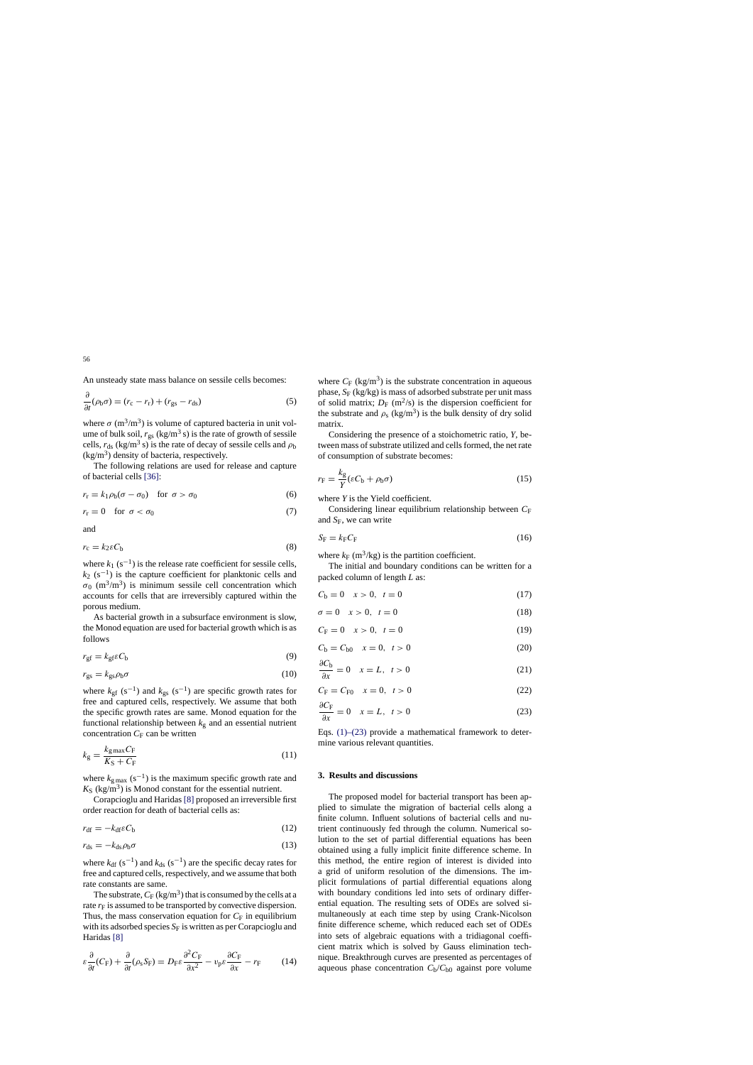An unsteady state mass balance on sessile cells becomes:

$$\frac{\partial}{\partial t}(\rho_b \sigma) = (r_c - r_r) + (r_{gs} - r_{ds}) \tag{5}$$

where $\sigma$ ($m^3/m^3$) is volume of captured bacteria in unit volume of bulk soil, $r_{gs}$ ($kg/m^3$ s) is the rate of growth of sessile cells, $r_{ds}$ ($kg/m^3$ s) is the rate of decay of sessile cells and $\rho_b$ ($kg/m^3$) density of bacteria, respectively.

The following relations are used for release and capture of bacterial cells [36]:

$$r_r = k_1 \rho_b (\sigma - \sigma_0) \quad \text{for } \sigma > \sigma_0 \tag{6}$$

$$r_r = 0 \quad \text{for } \sigma < \sigma_0 \tag{7}$$

and

$$r_c = k_2 \varepsilon C_b \tag{8}$$

where $k_1$ ($s^{-1}$) is the release rate coefficient for sessile cells, $k_2$ ($s^{-1}$) is the capture coefficient for planktonic cells and $\sigma_0$ ($m^3/m^3$) is minimum sessile cell concentration which accounts for cells that are irreversibly captured within the porous medium.

As bacterial growth in a subsurface environment is slow, the Monod equation are used for bacterial growth which is as follows

$$r_{gf} = k_{gf} \varepsilon C_b \tag{9}$$

$$r_{gs} = k_{gs} \rho_b \sigma \tag{10}$$

where $k_{gf}$ ($s^{-1}$) and $k_{gs}$ ($s^{-1}$) are specific growth rates for free and captured cells, respectively. We assume that both the specific growth rates are same. Monod equation for the functional relationship between $k_g$ and an essential nutrient concentration $C_F$ can be written

$$k_g = \frac{k_{g\max} C_F}{K_S + C_F} \tag{11}$$

where $k_{g\max}$ ($s^{-1}$) is the maximum specific growth rate and $K_S$ ($kg/m^3$) is Monod constant for the essential nutrient.

Corapcioglu and Haridas [8] proposed an irreversible first order reaction for death of bacterial cells as:

$$r_{df} = -k_{df} \varepsilon C_b \tag{12}$$

$$r_{ds} = -k_{ds} \rho_b \sigma \tag{13}$$

where $k_{df}$ ($s^{-1}$) and $k_{ds}$ ($s^{-1}$) are the specific decay rates for free and captured cells, respectively, and we assume that both rate constants are same.

The substrate, $C_F$ ($kg/m^3$) that is consumed by the cells at a rate $r_F$ is assumed to be transported by convective dispersion. Thus, the mass conservation equation for $C_F$ in equilibrium with its adsorbed species $S_F$ is written as per Corapcioglu and Haridas [8]

$$\varepsilon \frac{\partial}{\partial t}(C_F) + \frac{\partial}{\partial t}(\rho_s S_F) = D_F \varepsilon \frac{\partial^2 C_F}{\partial x^2} - v_p \varepsilon \frac{\partial C_F}{\partial x} - r_F \tag{14}$$

where $C_F$ ($kg/m^3$) is the substrate concentration in aqueous phase, $S_F$ (kg/kg) is mass of adsorbed substrate per unit mass of solid matrix; $D_F$ ($m^2/s$) is the dispersion coefficient for the substrate and $\rho_s$ ($kg/m^3$) is the bulk density of dry solid matrix.

Considering the presence of a stoichometric ratio, $Y$, between mass of substrate utilized and cells formed, the net rate of consumption of substrate becomes:

$$r_F = \frac{k_g}{Y}(\varepsilon C_b + \rho_b \sigma) \tag{15}$$

where $Y$ is the Yield coefficient.

Considering linear equilibrium relationship between $C_F$ and $S_F$, we can write

$$S_F = k_F C_F \tag{16}$$

where $k_F$ ($m^3/kg$) is the partition coefficient.

The initial and boundary conditions can be written for a packed column of length $L$ as:

$$C_b = 0 \quad x > 0, \; t = 0 \tag{17}$$

$$\sigma = 0 \quad x > 0, \; t = 0 \tag{18}$$

$$C_F = 0 \quad x > 0, \; t = 0 \tag{19}$$

$$C_b = C_{b0} \quad x = 0, \; t > 0 \tag{20}$$

$$\frac{\partial C_b}{\partial x} = 0 \quad x = L, \; t > 0 \tag{21}$$

$$C_F = C_{F0} \quad x = 0, \; t > 0 \tag{22}$$

$$\frac{\partial C_F}{\partial x} = 0 \quad x = L, \; t > 0 \tag{23}$$

Eqs. (1)–(23) provide a mathematical framework to determine various relevant quantities.

## 3. Results and discussions

The proposed model for bacterial transport has been applied to simulate the migration of bacterial cells along a finite column. Influent solutions of bacterial cells and nutrient continuously fed through the column. Numerical solution to the set of partial differential equations has been obtained using a fully implicit finite difference scheme. In this method, the entire region of interest is divided into a grid of uniform resolution of the dimensions. The implicit formulations of partial differential equations along with boundary conditions led into sets of ordinary differential equation. The resulting sets of ODEs are solved simultaneously at each time step by using Crank-Nicolson finite difference scheme, which reduced each set of ODEs into sets of algebraic equations with a tridiagonal coefficient matrix which is solved by Gauss elimination technique. Breakthrough curves are presented as percentages of aqueous phase concentration $C_b/C_{b0}$ against pore volume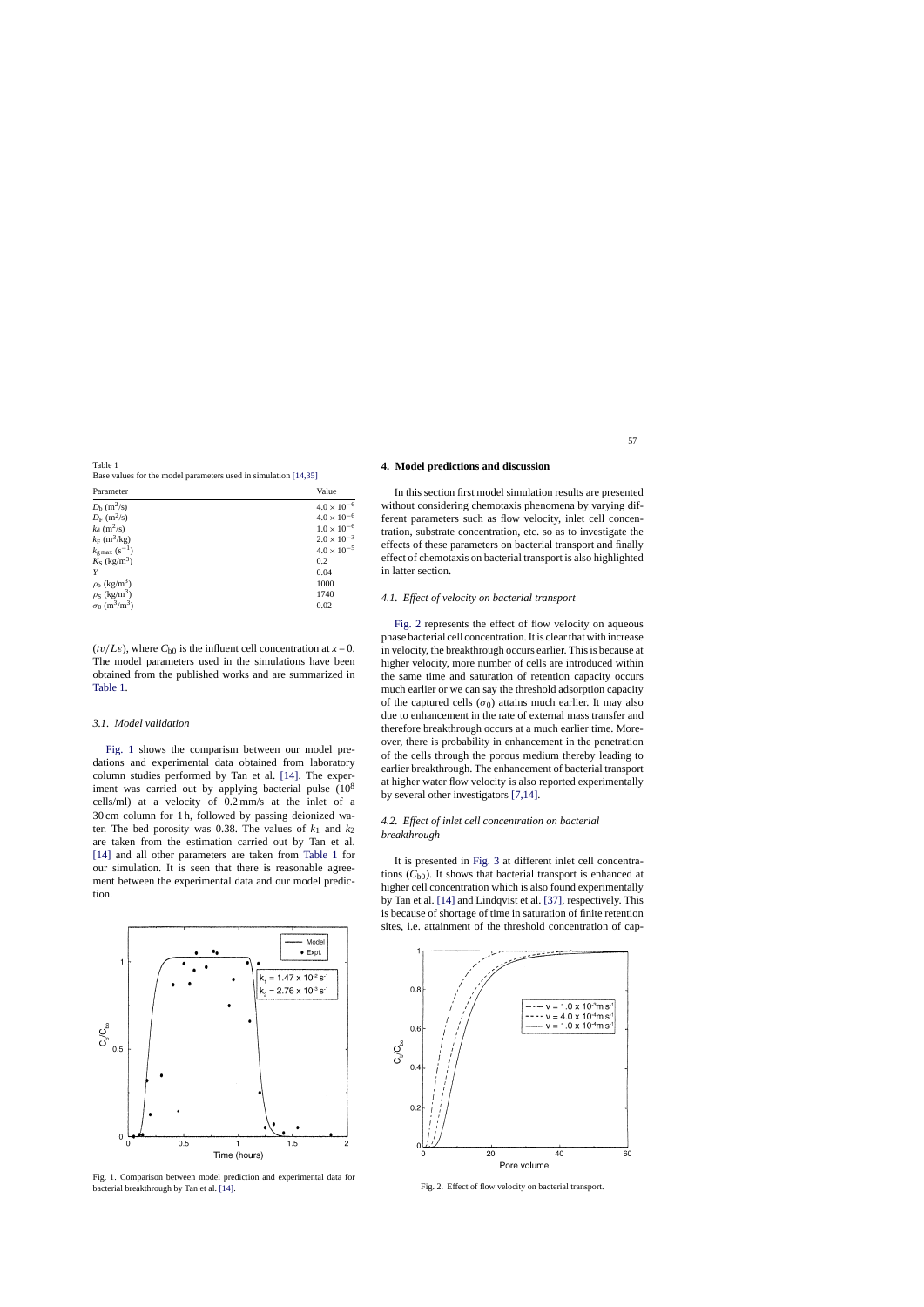Table 1
Base values for the model parameters used in simulation [14,35]

| Parameter | Value |
|---|---|
| $D_b$ ($m^2$/s) | $4.0 \times 10^{-6}$ |
| $D_F$ ($m^2$/s) | $4.0 \times 10^{-6}$ |
| $k_d$ ($m^2$/s) | $1.0 \times 10^{-6}$ |
| $k_F$ ($m^3$/kg) | $2.0 \times 10^{-3}$ |
| $k_{g,max}$ ($s^{-1}$) | $4.0 \times 10^{-5}$ |
| $K_S$ (kg/$m^3$) | 0.2 |
| $Y$ | 0.04 |
| $\rho_b$ (kg/$m^3$) | 1000 |
| $\rho_S$ (kg/$m^3$) | 1740 |
| $\sigma_0$ ($m^3$/$m^3$) | 0.02 |

($tv/L\varepsilon$), where $C_{b0}$ is the influent cell concentration at $x = 0$. The model parameters used in the simulations have been obtained from the published works and are summarized in Table 1.

### 3.1. Model validation

Fig. 1 shows the comparism between our model predations and experimental data obtained from laboratory column studies performed by Tan et al. [14]. The experiment was carried out by applying bacterial pulse ($10^8$ cells/ml) at a velocity of 0.2 mm/s at the inlet of a 30 cm column for 1 h, followed by passing deionized water. The bed porosity was 0.38. The values of $k_1$ and $k_2$ are taken from the estimation carried out by Tan et al. [14] and all other parameters are taken from Table 1 for our simulation. It is seen that there is reasonable agreement between the experimental data and our model prediction.

Fig. 1. Comparison between model prediction and experimental data for bacterial breakthrough by Tan et al. [14].

## 4. Model predictions and discussion

In this section first model simulation results are presented without considering chemotaxis phenomena by varying different parameters such as flow velocity, inlet cell concentration, substrate concentration, etc. so as to investigate the effects of these parameters on bacterial transport and finally effect of chemotaxis on bacterial transport is also highlighted in latter section.

### 4.1. Effect of velocity on bacterial transport

Fig. 2 represents the effect of flow velocity on aqueous phase bacterial cell concentration. It is clear that with increase in velocity, the breakthrough occurs earlier. This is because at higher velocity, more number of cells are introduced within the same time and saturation of retention capacity occurs much earlier or we can say the threshold adsorption capacity of the captured cells ($\sigma_0$) attains much earlier. It may also due to enhancement in the rate of external mass transfer and therefore breakthrough occurs at a much earlier time. Moreover, there is probability in enhancement in the penetration of the cells through the porous medium thereby leading to earlier breakthrough. The enhancement of bacterial transport at higher water flow velocity is also reported experimentally by several other investigators [7,14].

### 4.2. Effect of inlet cell concentration on bacterial breakthrough

It is presented in Fig. 3 at different inlet cell concentrations ($C_{b0}$). It shows that bacterial transport is enhanced at higher cell concentration which is also found experimentally by Tan et al. [14] and Lindqvist et al. [37], respectively. This is because of shortage of time in saturation of finite retention sites, i.e. attainment of the threshold concentration of cap-

Fig. 2. Effect of flow velocity on bacterial transport.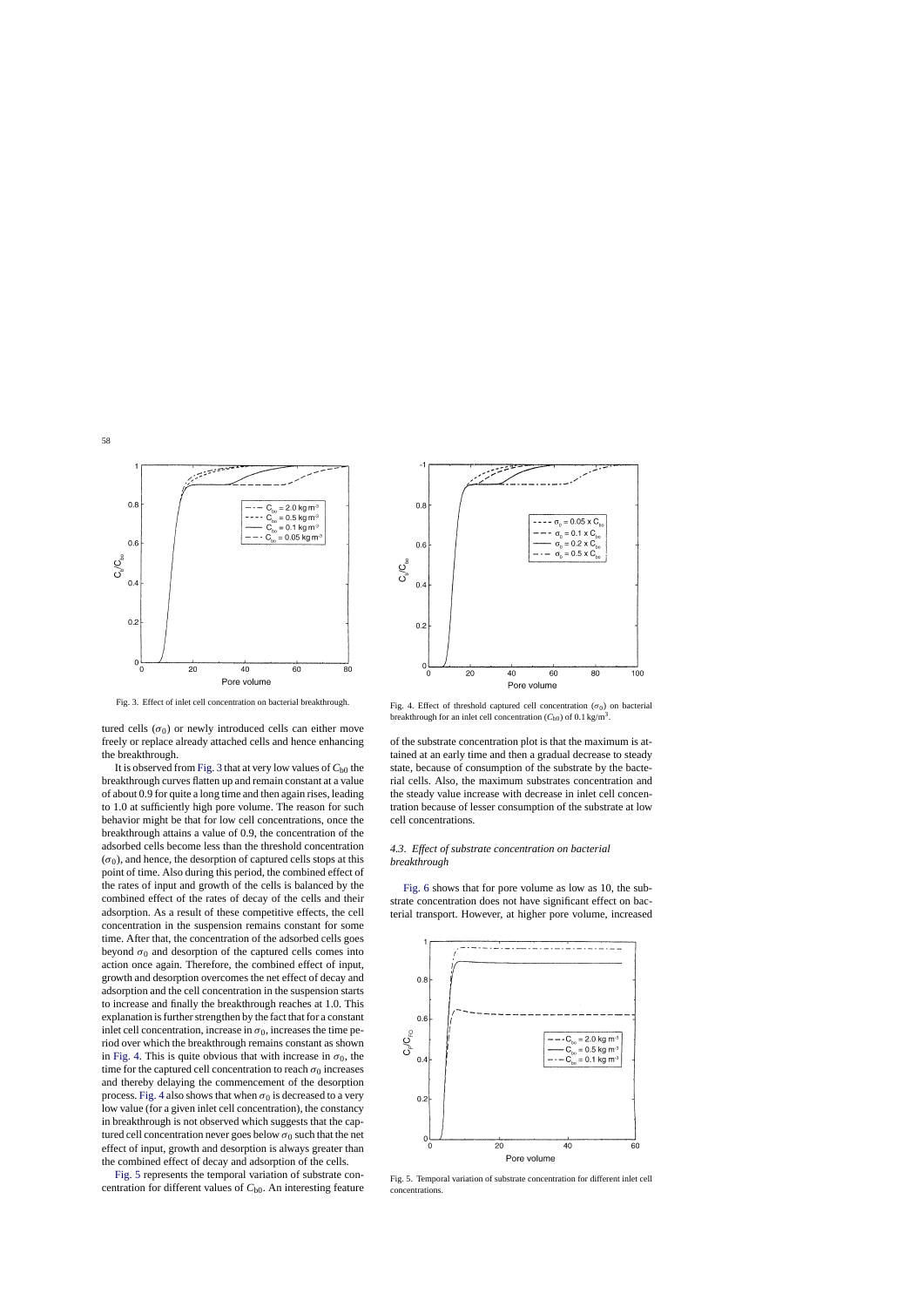Fig. 3. Effect of inlet cell concentration on bacterial breakthrough.

Fig. 4. Effect of threshold captured cell concentration ($\sigma_0$) on bacterial breakthrough for an inlet cell concentration ($C_{b0}$) of 0.1 kg/m$^3$.

tured cells ($\sigma_0$) or newly introduced cells can either move freely or replace already attached cells and hence enhancing the breakthrough.

It is observed from Fig. 3 that at very low values of $C_{b0}$ the breakthrough curves flatten up and remain constant at a value of about 0.9 for quite a long time and then again rises, leading to 1.0 at sufficiently high pore volume. The reason for such behavior might be that for low cell concentrations, once the breakthrough attains a value of 0.9, the concentration of the adsorbed cells become less than the threshold concentration ($\sigma_0$), and hence, the desorption of captured cells stops at this point of time. Also during this period, the combined effect of the rates of input and growth of the cells is balanced by the combined effect of the rates of decay of the cells and their adsorption. As a result of these competitive effects, the cell concentration in the suspension remains constant for some time. After that, the concentration of the adsorbed cells goes beyond $\sigma_0$ and desorption of the captured cells comes into action once again. Therefore, the combined effect of input, growth and desorption overcomes the net effect of decay and adsorption and the cell concentration in the suspension starts to increase and finally the breakthrough reaches at 1.0. This explanation is further strengthen by the fact that for a constant inlet cell concentration, increase in $\sigma_0$, increases the time period over which the breakthrough remains constant as shown in Fig. 4. This is quite obvious that with increase in $\sigma_0$, the time for the captured cell concentration to reach $\sigma_0$ increases and thereby delaying the commencement of the desorption process. Fig. 4 also shows that when $\sigma_0$ is decreased to a very low value (for a given inlet cell concentration), the constancy in breakthrough is not observed which suggests that the captured cell concentration never goes below $\sigma_0$ such that the net effect of input, growth and desorption is always greater than the combined effect of decay and adsorption of the cells.

Fig. 5 represents the temporal variation of substrate concentration for different values of $C_{b0}$. An interesting feature of the substrate concentration plot is that the maximum is attained at an early time and then a gradual decrease to steady state, because of consumption of the substrate by the bacterial cells. Also, the maximum substrates concentration and the steady value increase with decrease in inlet cell concentration because of lesser consumption of the substrate at low cell concentrations.

### 4.3. Effect of substrate concentration on bacterial breakthrough

Fig. 6 shows that for pore volume as low as 10, the substrate concentration does not have significant effect on bacterial transport. However, at higher pore volume, increased

Fig. 5. Temporal variation of substrate concentration for different inlet cell concentrations.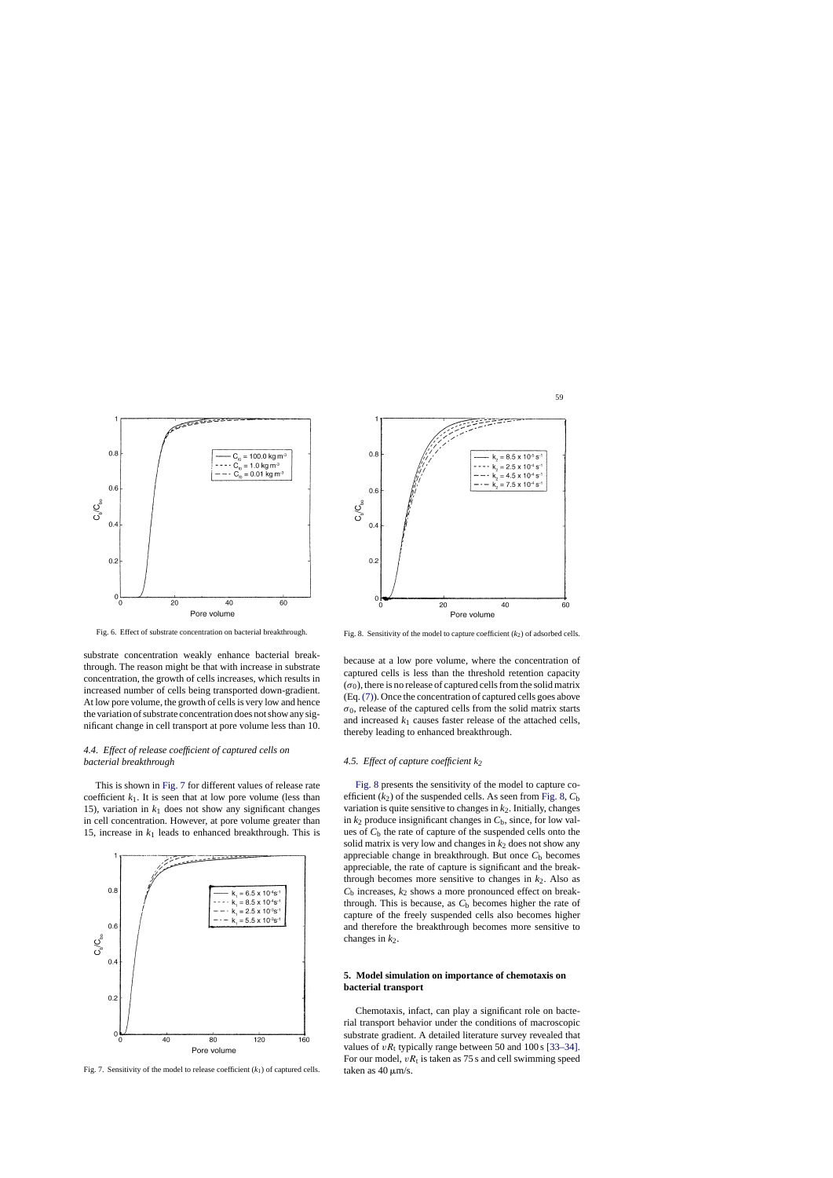Fig. 6. Effect of substrate concentration on bacterial breakthrough.

substrate concentration weakly enhance bacterial breakthrough. The reason might be that with increase in substrate concentration, the growth of cells increases, which results in increased number of cells being transported down-gradient. At low pore volume, the growth of cells is very low and hence the variation of substrate concentration does not show any significant change in cell transport at pore volume less than 10.

### 4.4. Effect of release coefficient of captured cells on bacterial breakthrough

This is shown in Fig. 7 for different values of release rate coefficient $k_1$. It is seen that at low pore volume (less than 15), variation in $k_1$ does not show any significant changes in cell concentration. However, at pore volume greater than 15, increase in $k_1$ leads to enhanced breakthrough. This is because at a low pore volume, where the concentration of captured cells is less than the threshold retention capacity ($\sigma_0$), there is no release of captured cells from the solid matrix (Eq. (7)). Once the concentration of captured cells goes above $\sigma_0$, release of the captured cells from the solid matrix starts and increased $k_1$ causes faster release of the attached cells, thereby leading to enhanced breakthrough.

Fig. 7. Sensitivity of the model to release coefficient ($k_1$) of captured cells.

Fig. 8. Sensitivity of the model to capture coefficient ($k_2$) of adsorbed cells.

### 4.5. Effect of capture coefficient $k_2$

Fig. 8 presents the sensitivity of the model to capture coefficient ($k_2$) of the suspended cells. As seen from Fig. 8, $C_b$ variation is quite sensitive to changes in $k_2$. Initially, changes in $k_2$ produce insignificant changes in $C_b$, since, for low values of $C_b$ the rate of capture of the suspended cells onto the solid matrix is very low and changes in $k_2$ does not show any appreciable change in breakthrough. But once $C_b$ becomes appreciable, the rate of capture is significant and the breakthrough becomes more sensitive to changes in $k_2$. Also as $C_b$ increases, $k_2$ shows a more pronounced effect on breakthrough. This is because, as $C_b$ becomes higher the rate of capture of the freely suspended cells also becomes higher and therefore the breakthrough becomes more sensitive to changes in $k_2$.

## 5. Model simulation on importance of chemotaxis on bacterial transport

Chemotaxis, infact, can play a significant role on bacterial transport behavior under the conditions of macroscopic substrate gradient. A detailed literature survey revealed that values of $vR_t$ typically range between 50 and 100 s [33–34]. For our model, $vR_t$ is taken as 75 s and cell swimming speed taken as 40 μm/s.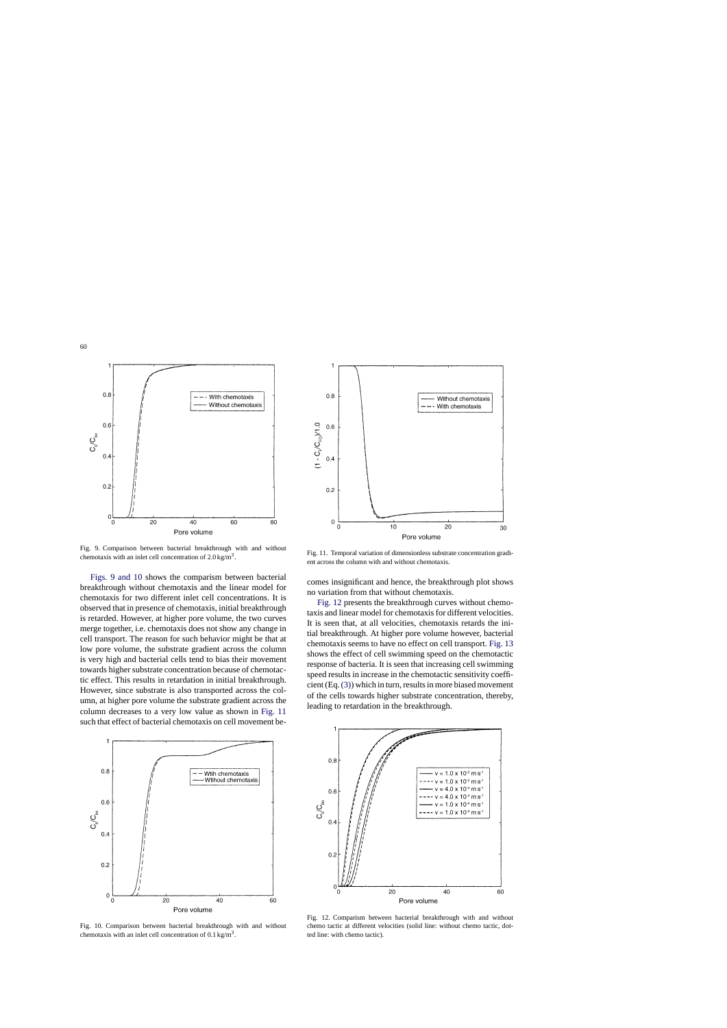Fig. 9. Comparison between bacterial breakthrough with and without chemotaxis with an inlet cell concentration of 2.0 kg/m$^3$.

Figs. 9 and 10 shows the comparism between bacterial breakthrough without chemotaxis and the linear model for chemotaxis for two different inlet cell concentrations. It is observed that in presence of chemotaxis, initial breakthrough is retarded. However, at higher pore volume, the two curves merge together, i.e. chemotaxis does not show any change in cell transport. The reason for such behavior might be that at low pore volume, the substrate gradient across the column is very high and bacterial cells tend to bias their movement towards higher substrate concentration because of chemotactic effect. This results in retardation in initial breakthrough. However, since substrate is also transported across the column, at higher pore volume the substrate gradient across the column decreases to a very low value as shown in Fig. 11 such that effect of bacterial chemotaxis on cell movement becomes insignificant and hence, the breakthrough plot shows no variation from that without chemotaxis.

Fig. 10. Comparison between bacterial breakthrough with and without chemotaxis with an inlet cell concentration of 0.1 kg/m$^3$.

Fig. 11. Temporal variation of dimensionless substrate concentration gradient across the column with and without chemotaxis.

Fig. 12 presents the breakthrough curves without chemotaxis and linear model for chemotaxis for different velocities. It is seen that, at all velocities, chemotaxis retards the initial breakthrough. At higher pore volume however, bacterial chemotaxis seems to have no effect on cell transport. Fig. 13 shows the effect of cell swimming speed on the chemotactic response of bacteria. It is seen that increasing cell swimming speed results in increase in the chemotactic sensitivity coefficient (Eq. (3)) which in turn, results in more biased movement of the cells towards higher substrate concentration, thereby, leading to retardation in the breakthrough.

Fig. 12. Comparism between bacterial breakthrough with and without chemo tactic at different velocities (solid line: without chemo tactic, dotted line: with chemo tactic).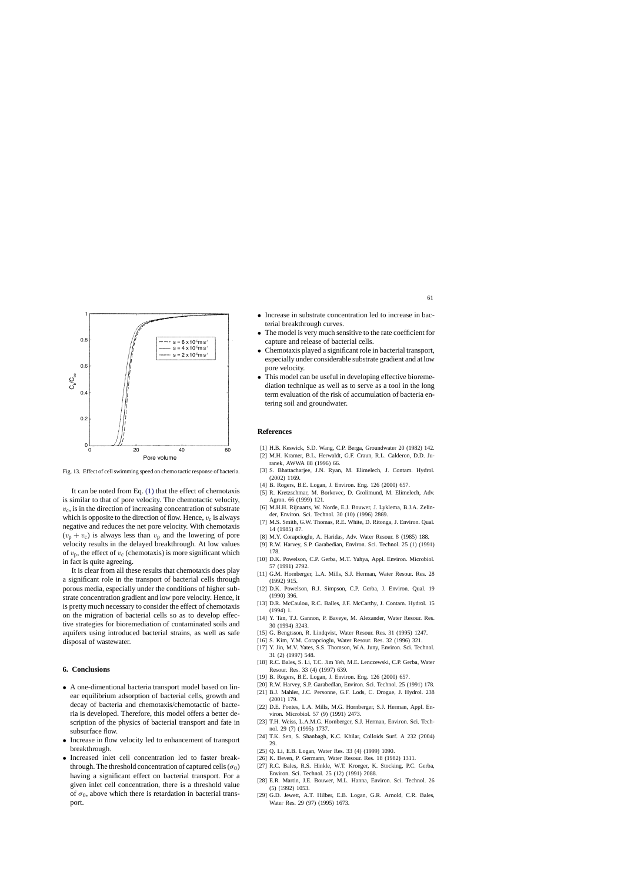Fig. 13. Effect of cell swimming speed on chemo tactic response of bacteria.

It can be noted from Eq. (1) that the effect of chemotaxis is similar to that of pore velocity. The chemotactic velocity, $v_c$, is in the direction of increasing concentration of substrate which is opposite to the direction of flow. Hence, $v_c$ is always negative and reduces the net pore velocity. With chemotaxis $(v_p + v_c)$ is always less than $v_p$ and the lowering of pore velocity results in the delayed breakthrough. At low values of $v_p$, the effect of $v_c$ (chemotaxis) is more significant which in fact is quite agreeing.

It is clear from all these results that chemotaxis does play a significant role in the transport of bacterial cells through porous media, especially under the conditions of higher substrate concentration gradient and low pore velocity. Hence, it is pretty much necessary to consider the effect of chemotaxis on the migration of bacterial cells so as to develop effective strategies for bioremediation of contaminated soils and aquifers using introduced bacterial strains, as well as safe disposal of wastewater.

## 6. Conclusions

- A one-dimentional bacteria transport model based on linear equilibrium adsorption of bacterial cells, growth and decay of bacteria and chemotaxis/chemotactic of bacteria is developed. Therefore, this model offers a better description of the physics of bacterial transport and fate in subsurface flow.
- Increase in flow velocity led to enhancement of transport breakthrough.
- Increased inlet cell concentration led to faster breakthrough. The threshold concentration of captured cells $(\sigma_0)$ having a significant effect on bacterial transport. For a given inlet cell concentration, there is a threshold value of $\sigma_0$, above which there is retardation in bacterial transport.
- Increase in substrate concentration led to increase in bacterial breakthrough curves.
- The model is very much sensitive to the rate coefficient for capture and release of bacterial cells.
- Chemotaxis played a significant role in bacterial transport, especially under considerable substrate gradient and at low pore velocity.
- This model can be useful in developing effective bioremediation technique as well as to serve as a tool in the long term evaluation of the risk of accumulation of bacteria entering soil and groundwater.

## References

[1] H.B. Keswick, S.D. Wang, C.P. Berga, Groundwater 20 (1982) 142.
[2] M.H. Kramer, B.L. Herwaldt, G.F. Craun, R.L. Calderon, D.D. Juranek, AWWA 88 (1996) 66.
[3] S. Bhattacharjee, J.N. Ryan, M. Elimelech, J. Contam. Hydrol. (2002) 1169.
[4] B. Rogers, B.E. Logan, J. Environ. Eng. 126 (2000) 657.
[5] R. Kretzschmar, M. Borkovec, D. Grolimund, M. Elimelech, Adv. Agron. 66 (1999) 121.
[6] M.H.H. Rijnaarts, W. Norde, E.J. Bouwer, J. Lyklema, B.J.A. Zelinder, Environ. Sci. Technol. 30 (10) (1996) 2869.
[7] M.S. Smith, G.W. Thomas, R.E. White, D. Ritonga, J. Environ. Qual. 14 (1985) 87.
[8] M.Y. Corapcioglu, A. Haridas, Adv. Water Resour. 8 (1985) 188.
[9] R.W. Harvey, S.P. Garabedian, Environ. Sci. Technol. 25 (1) (1991) 178.
[10] D.K. Powelson, C.P. Gerba, M.T. Yahya, Appl. Environ. Microbiol. 57 (1991) 2792.
[11] G.M. Hornberger, L.A. Mills, S.J. Herman, Water Resour. Res. 28 (1992) 915.
[12] D.K. Powelson, R.J. Simpson, C.P. Gerba, J. Environ. Qual. 19 (1990) 396.
[13] D.R. McCaulou, R.C. Balles, J.F. McCarthy, J. Contam. Hydrol. 15 (1994) 1.
[14] Y. Tan, T.J. Gannon, P. Baveye, M. Alexander, Water Resour. Res. 30 (1994) 3243.
[15] G. Bengtsson, R. Lindqvist, Water Resour. Res. 31 (1995) 1247.
[16] S. Kim, Y.M. Corapcioglu, Water Resour. Res. 32 (1996) 321.
[17] Y. Jin, M.V. Yates, S.S. Thomson, W.A. Juny, Environ. Sci. Technol. 31 (2) (1997) 548.
[18] R.C. Bales, S. Li, T.C. Jim Yeh, M.E. Lenczewski, C.P. Gerba, Water Resour. Res. 33 (4) (1997) 639.
[19] B. Rogers, B.E. Logan, J. Environ. Eng. 126 (2000) 657.
[20] R.W. Harvey, S.P. Garabedlan, Environ. Sci. Technol. 25 (1991) 178.
[21] B.J. Mahler, J.C. Personne, G.F. Lods, C. Drogue, J. Hydrol. 238 (2001) 179.
[22] D.E. Fontes, L.A. Mills, M.G. Hornberger, S.J. Herman, Appl. Environ. Microbiol. 57 (9) (1991) 2473.
[23] T.H. Weiss, L.A.M.G. Hornberger, S.J. Herman, Environ. Sci. Technol. 29 (7) (1995) 1737.
[24] T.K. Sen, S. Shanbagh, K.C. Khilar, Colloids Surf. A 232 (2004) 29.
[25] Q. Li, E.B. Logan, Water Res. 33 (4) (1999) 1090.
[26] K. Beven, P. Germann, Water Resour. Res. 18 (1982) 1311.
[27] R.C. Bales, R.S. Hinkle, W.T. Kroeger, K. Stocking, P.C. Gerba, Environ. Sci. Technol. 25 (12) (1991) 2088.
[28] E.R. Martin, J.E. Bouwer, M.L. Hanna, Environ. Sci. Technol. 26 (5) (1992) 1053.
[29] G.D. Jewett, A.T. Hilber, E.B. Logan, G.R. Arnold, C.R. Bales, Water Res. 29 (97) (1995) 1673.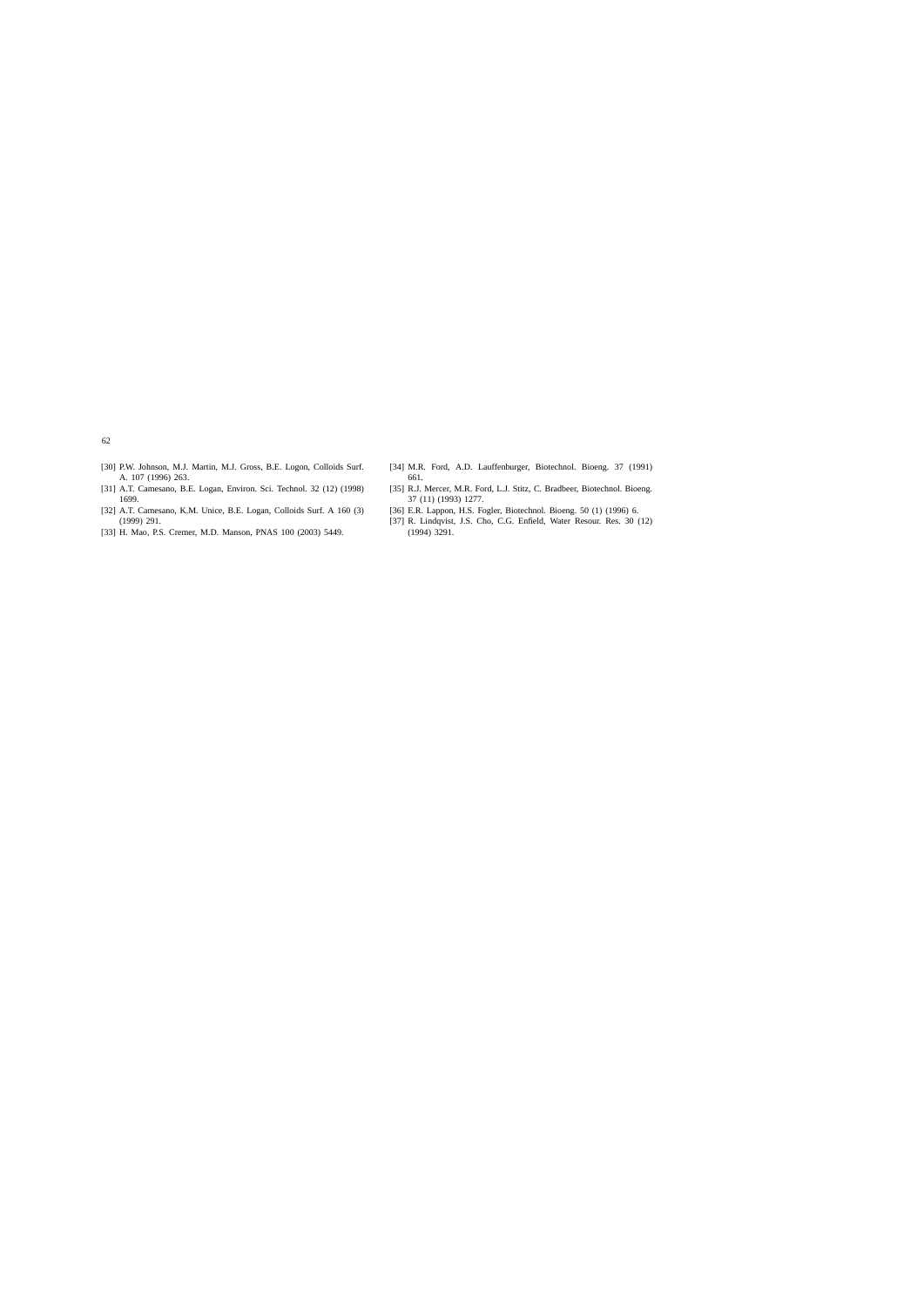[30] P.W. Johnson, M.J. Martin, M.J. Gross, B.E. Logon, Colloids Surf. A. 107 (1996) 263.

[31] A.T. Camesano, B.E. Logan, Environ. Sci. Technol. 32 (12) (1998) 1699.

[32] A.T. Camesano, K.M. Unice, B.E. Logan, Colloids Surf. A 160 (3) (1999) 291.

[33] H. Mao, P.S. Cremer, M.D. Manson, PNAS 100 (2003) 5449.

[34] M.R. Ford, A.D. Lauffenburger, Biotechnol. Bioeng. 37 (1991) 661.

[35] R.J. Mercer, M.R. Ford, L.J. Stitz, C. Bradbeer, Biotechnol. Bioeng. 37 (11) (1993) 1277.

[36] E.R. Lappon, H.S. Fogler, Biotechnol. Bioeng. 50 (1) (1996) 6.

[37] R. Lindqvist, J.S. Cho, C.G. Enfield, Water Resour. Res. 30 (12) (1994) 3291.